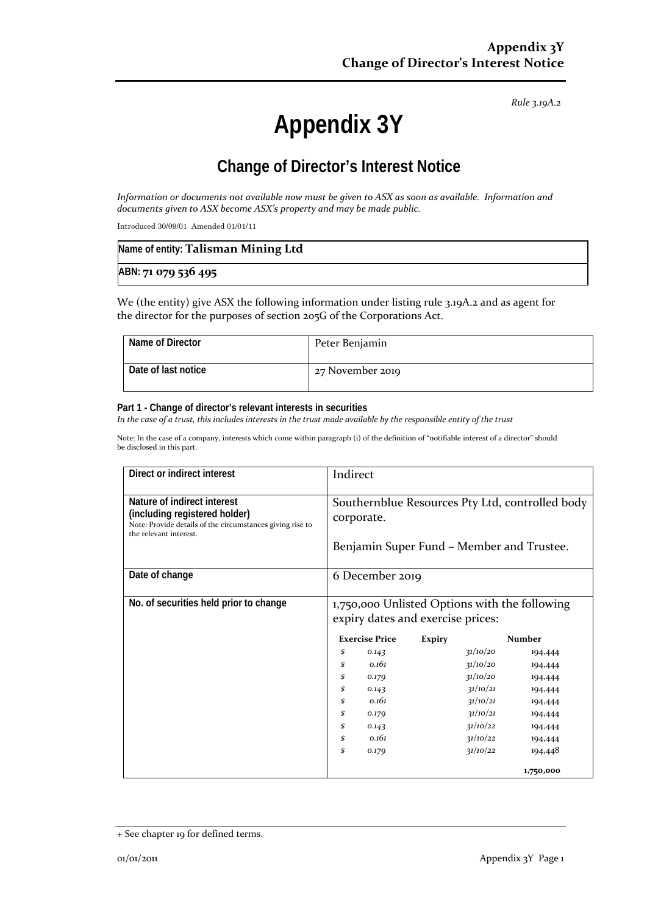*Rule 3.19A.2*

# Appendix 3Y

## Change of Director's Interest Notice

*Information or documents not available now must be given to ASX as soon as available. Information and documents given to ASX become ASX's property and may be made public.*

Introduced 30/09/01 Amended 01/01/11

| Name of entity: **Talisman Mining Ltd** |
|---|
| ABN: **71 079 536 495** |

We (the entity) give ASX the following information under listing rule 3.19A.2 and as agent for the director for the purposes of section 205G of the Corporations Act.

| Name of Director | Peter Benjamin |
|---|---|
| Date of last notice | 27 November 2019 |

**Part 1 - Change of director's relevant interests in securities**

*In the case of a trust, this includes interests in the trust made available by the responsible entity of the trust*

Note: In the case of a company, interests which come within paragraph (i) of the definition of "notifiable interest of a director" should be disclosed in this part.

| Direct or indirect interest | Indirect |
|---|---|
| Nature of indirect interest (including registered holder)<br>Note: Provide details of the circumstances giving rise to the relevant interest. | Southernblue Resources Pty Ltd, controlled body corporate.<br><br>Benjamin Super Fund – Member and Trustee. |
| Date of change | 6 December 2019 |
| No. of securities held prior to change | 1,750,000 Unlisted Options with the following expiry dates and exercise prices: |

| Exercise Price | Expiry | Number |
|---|---|---|
| $ 0.143 | 31/10/20 | 194,444 |
| $ 0.161 | 31/10/20 | 194,444 |
| $ 0.179 | 31/10/20 | 194,444 |
| $ 0.143 | 31/10/21 | 194,444 |
| $ 0.161 | 31/10/21 | 194,444 |
| $ 0.179 | 31/10/21 | 194,444 |
| $ 0.143 | 31/10/22 | 194,444 |
| $ 0.161 | 31/10/22 | 194,444 |
| $ 0.179 | 31/10/22 | 194,448 |
| | | **1,750,000** |

+ See chapter 19 for defined terms.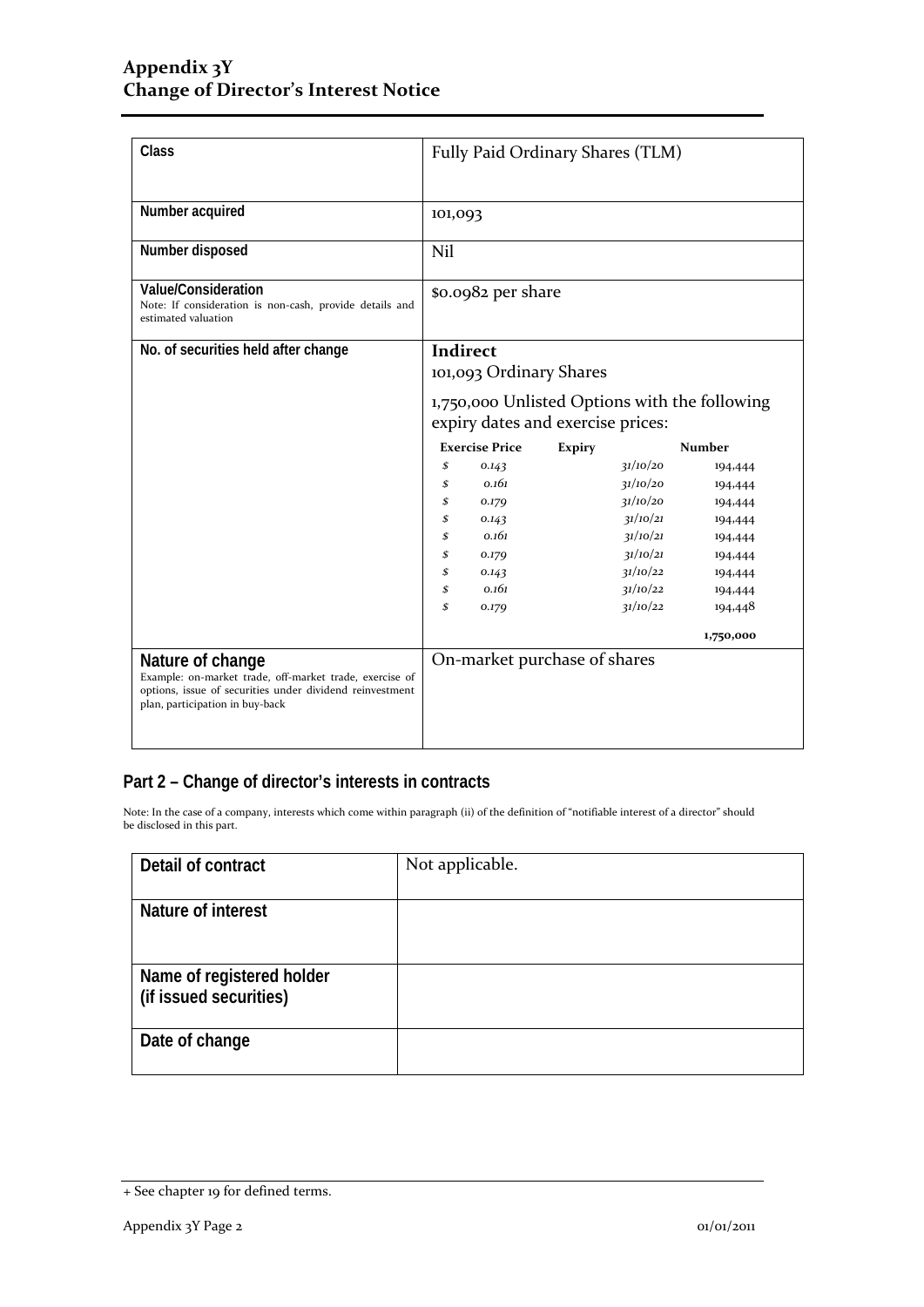| Class | Fully Paid Ordinary Shares (TLM) |
|---|---|
| Number acquired | 101,093 |
| Number disposed | Nil |
| Value/Consideration<br>Note: If consideration is non-cash, provide details and estimated valuation | $0.0982 per share |
| No. of securities held after change | **Indirect**<br>101,093 Ordinary Shares<br><br>1,750,000 Unlisted Options with the following expiry dates and exercise prices:<br><br>**Exercise Price** / **Expiry** / **Number**<br>*$ 0.143* / *31/10/20* / 194,444<br>*$ 0.161* / *31/10/20* / 194,444<br>*$ 0.179* / *31/10/20* / 194,444<br>*$ 0.143* / *31/10/21* / 194,444<br>*$ 0.161* / *31/10/21* / 194,444<br>*$ 0.179* / *31/10/21* / 194,444<br>*$ 0.143* / *31/10/22* / 194,444<br>*$ 0.161* / *31/10/22* / 194,444<br>*$ 0.179* / *31/10/22* / 194,448<br><br>**1,750,000** |
| Nature of change<br>Example: on-market trade, off-market trade, exercise of options, issue of securities under dividend reinvestment plan, participation in buy-back | On-market purchase of shares |

## Part 2 – Change of director's interests in contracts

Note: In the case of a company, interests which come within paragraph (ii) of the definition of "notifiable interest of a director" should be disclosed in this part.

| Detail of contract | Not applicable. |
|---|---|
| Nature of interest | |
| Name of registered holder (if issued securities) | |
| Date of change | |

+ See chapter 19 for defined terms.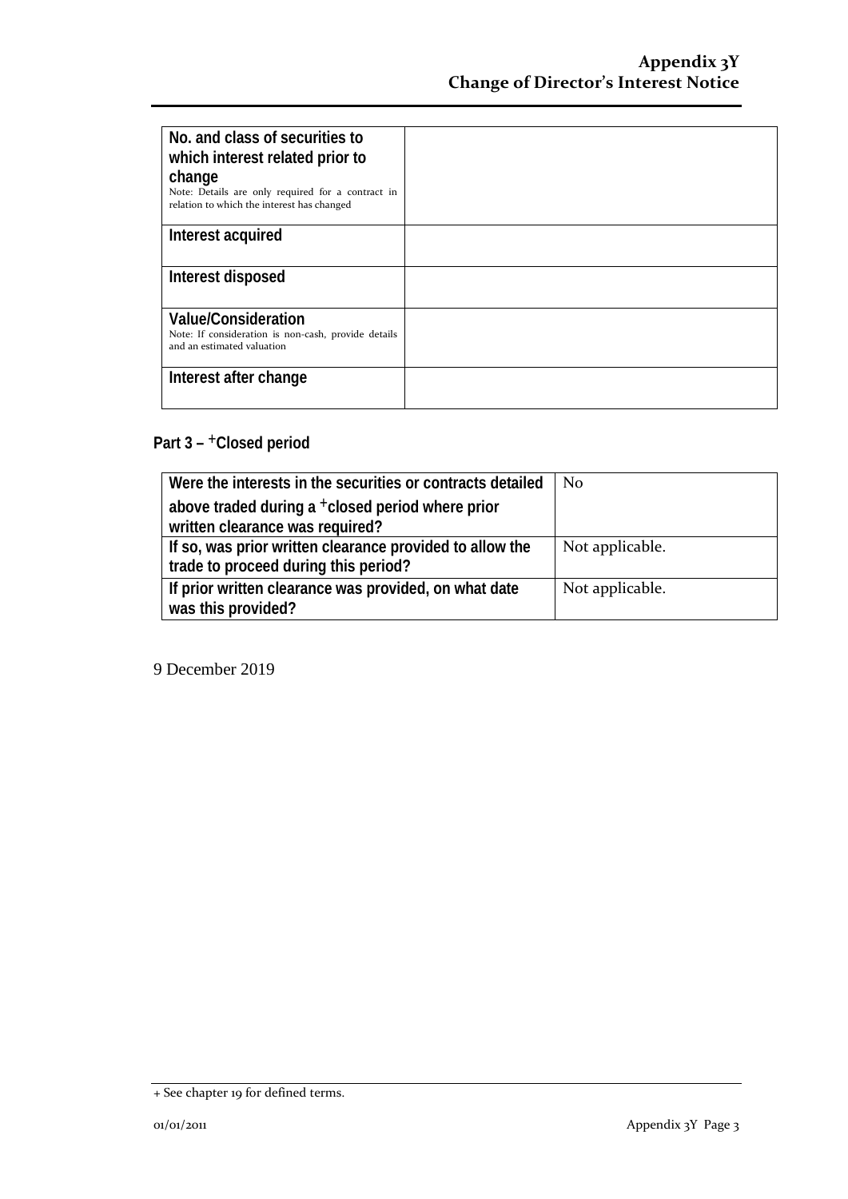| | |
|---|---|
| **No. and class of securities to which interest related prior to change**<br>Note: Details are only required for a contract in relation to which the interest has changed | |
| **Interest acquired** | |
| **Interest disposed** | |
| **Value/Consideration**<br>Note: If consideration is non-cash, provide details and an estimated valuation | |
| **Interest after change** | |

## Part 3 – +Closed period

| | |
|---|---|
| **Were the interests in the securities or contracts detailed above traded during a +closed period where prior written clearance was required?** | No |
| **If so, was prior written clearance provided to allow the trade to proceed during this period?** | Not applicable. |
| **If prior written clearance was provided, on what date was this provided?** | Not applicable. |

9 December 2019

+ See chapter 19 for defined terms.